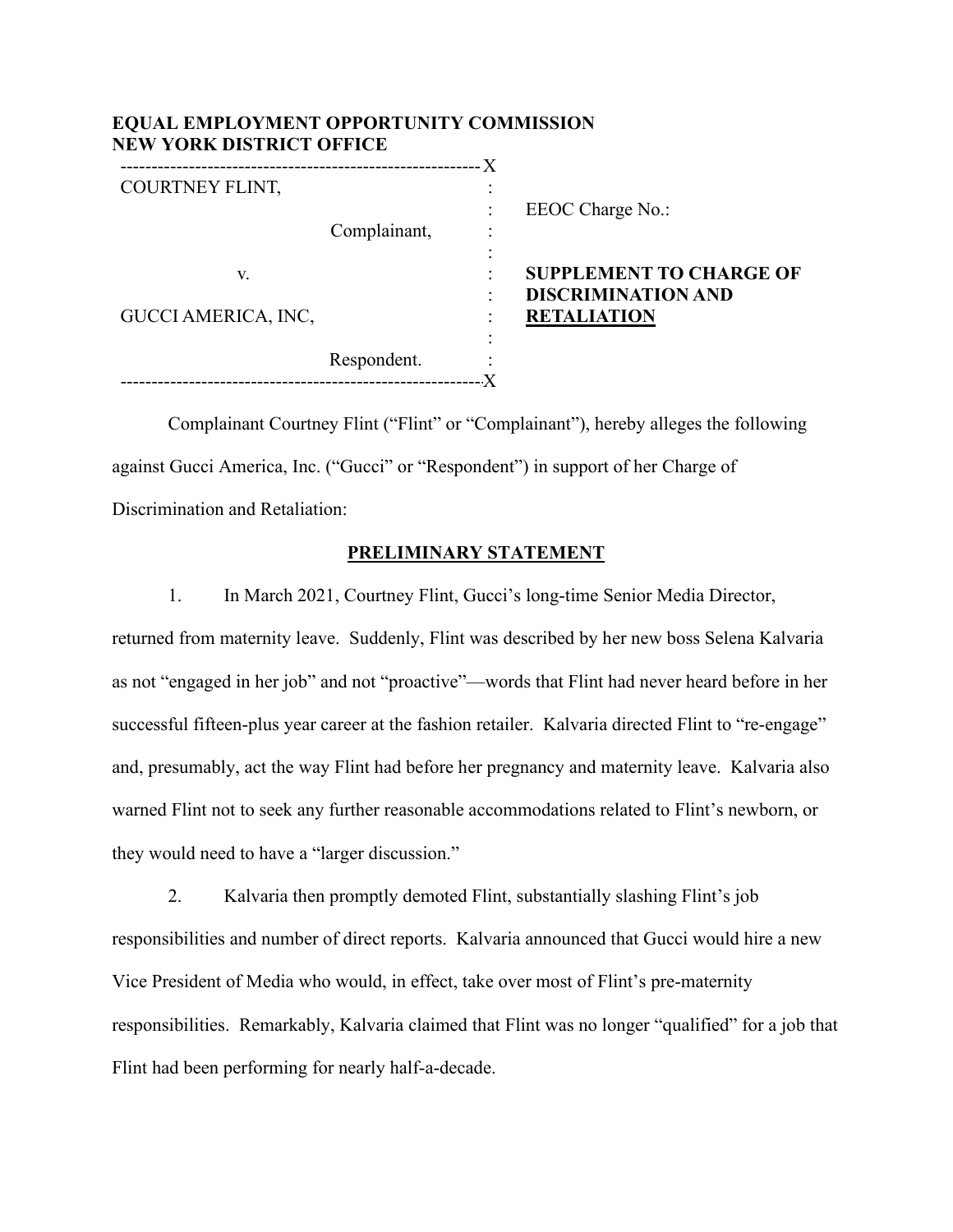**EQUAL EMPLOYMENT OPPORTUNITY COMMISSION**
**NEW YORK DISTRICT OFFICE**

| | |
|---|---|
| COURTNEY FLINT,<br><br>Complainant,<br><br>v.<br><br>GUCCI AMERICA, INC,<br><br>Respondent. | EEOC Charge No.:<br><br>**SUPPLEMENT TO CHARGE OF DISCRIMINATION AND RETALIATION** |

Complainant Courtney Flint ("Flint" or "Complainant"), hereby alleges the following against Gucci America, Inc. ("Gucci" or "Respondent") in support of her Charge of Discrimination and Retaliation:

## PRELIMINARY STATEMENT

1. In March 2021, Courtney Flint, Gucci's long-time Senior Media Director, returned from maternity leave. Suddenly, Flint was described by her new boss Selena Kalvaria as not "engaged in her job" and not "proactive"—words that Flint had never heard before in her successful fifteen-plus year career at the fashion retailer. Kalvaria directed Flint to "re-engage" and, presumably, act the way Flint had before her pregnancy and maternity leave. Kalvaria also warned Flint not to seek any further reasonable accommodations related to Flint's newborn, or they would need to have a "larger discussion."

2. Kalvaria then promptly demoted Flint, substantially slashing Flint's job responsibilities and number of direct reports. Kalvaria announced that Gucci would hire a new Vice President of Media who would, in effect, take over most of Flint's pre-maternity responsibilities. Remarkably, Kalvaria claimed that Flint was no longer "qualified" for a job that Flint had been performing for nearly half-a-decade.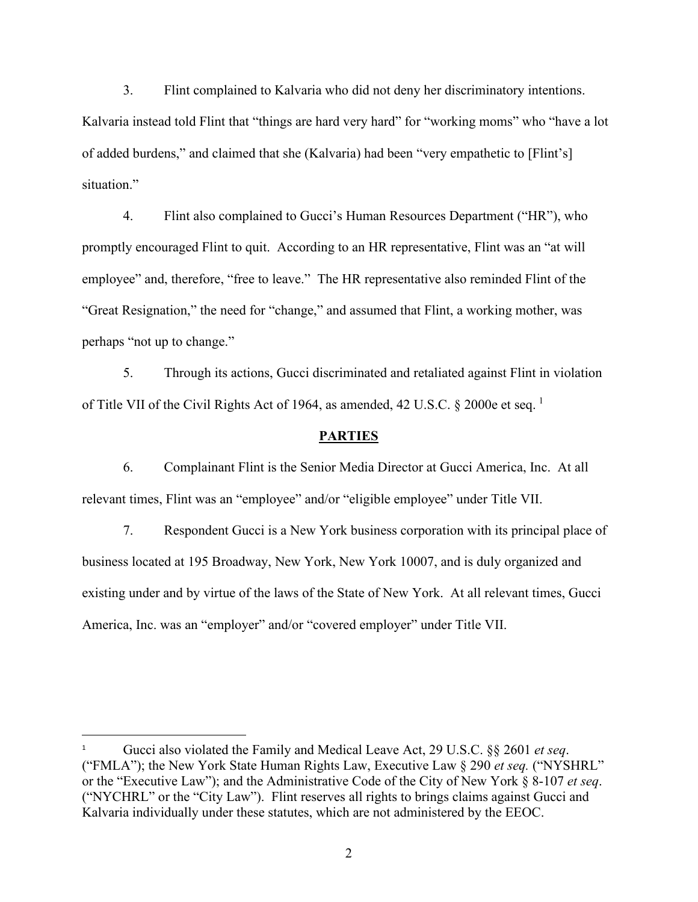3. Flint complained to Kalvaria who did not deny her discriminatory intentions. Kalvaria instead told Flint that "things are hard very hard" for "working moms" who "have a lot of added burdens," and claimed that she (Kalvaria) had been "very empathetic to [Flint's] situation."

4. Flint also complained to Gucci's Human Resources Department ("HR"), who promptly encouraged Flint to quit. According to an HR representative, Flint was an "at will employee" and, therefore, "free to leave." The HR representative also reminded Flint of the "Great Resignation," the need for "change," and assumed that Flint, a working mother, was perhaps "not up to change."

5. Through its actions, Gucci discriminated and retaliated against Flint in violation of Title VII of the Civil Rights Act of 1964, as amended, 42 U.S.C. § 2000e et seq. [1]

## PARTIES

6. Complainant Flint is the Senior Media Director at Gucci America, Inc. At all relevant times, Flint was an "employee" and/or "eligible employee" under Title VII.

7. Respondent Gucci is a New York business corporation with its principal place of business located at 195 Broadway, New York, New York 10007, and is duly organized and existing under and by virtue of the laws of the State of New York. At all relevant times, Gucci America, Inc. was an "employer" and/or "covered employer" under Title VII.

---

[1] Gucci also violated the Family and Medical Leave Act, 29 U.S.C. §§ 2601 *et seq*. ("FMLA"); the New York State Human Rights Law, Executive Law § 290 *et seq.* ("NYSHRL" or the "Executive Law"); and the Administrative Code of the City of New York § 8-107 *et seq*. ("NYCHRL" or the "City Law"). Flint reserves all rights to brings claims against Gucci and Kalvaria individually under these statutes, which are not administered by the EEOC.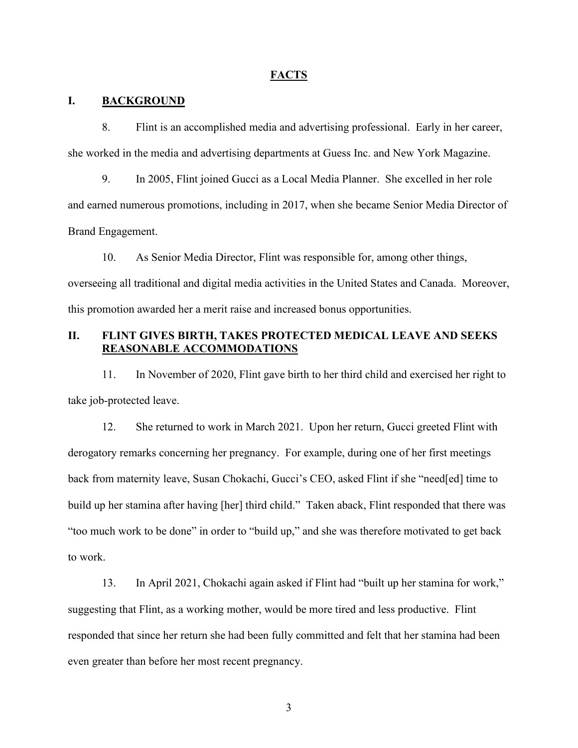## FACTS

### I. BACKGROUND

8. Flint is an accomplished media and advertising professional. Early in her career, she worked in the media and advertising departments at Guess Inc. and New York Magazine.

9. In 2005, Flint joined Gucci as a Local Media Planner. She excelled in her role and earned numerous promotions, including in 2017, when she became Senior Media Director of Brand Engagement.

10. As Senior Media Director, Flint was responsible for, among other things, overseeing all traditional and digital media activities in the United States and Canada. Moreover, this promotion awarded her a merit raise and increased bonus opportunities.

### II. FLINT GIVES BIRTH, TAKES PROTECTED MEDICAL LEAVE AND SEEKS REASONABLE ACCOMMODATIONS

11. In November of 2020, Flint gave birth to her third child and exercised her right to take job-protected leave.

12. She returned to work in March 2021. Upon her return, Gucci greeted Flint with derogatory remarks concerning her pregnancy. For example, during one of her first meetings back from maternity leave, Susan Chokachi, Gucci's CEO, asked Flint if she "need[ed] time to build up her stamina after having [her] third child." Taken aback, Flint responded that there was "too much work to be done" in order to "build up," and she was therefore motivated to get back to work.

13. In April 2021, Chokachi again asked if Flint had "built up her stamina for work," suggesting that Flint, as a working mother, would be more tired and less productive. Flint responded that since her return she had been fully committed and felt that her stamina had been even greater than before her most recent pregnancy.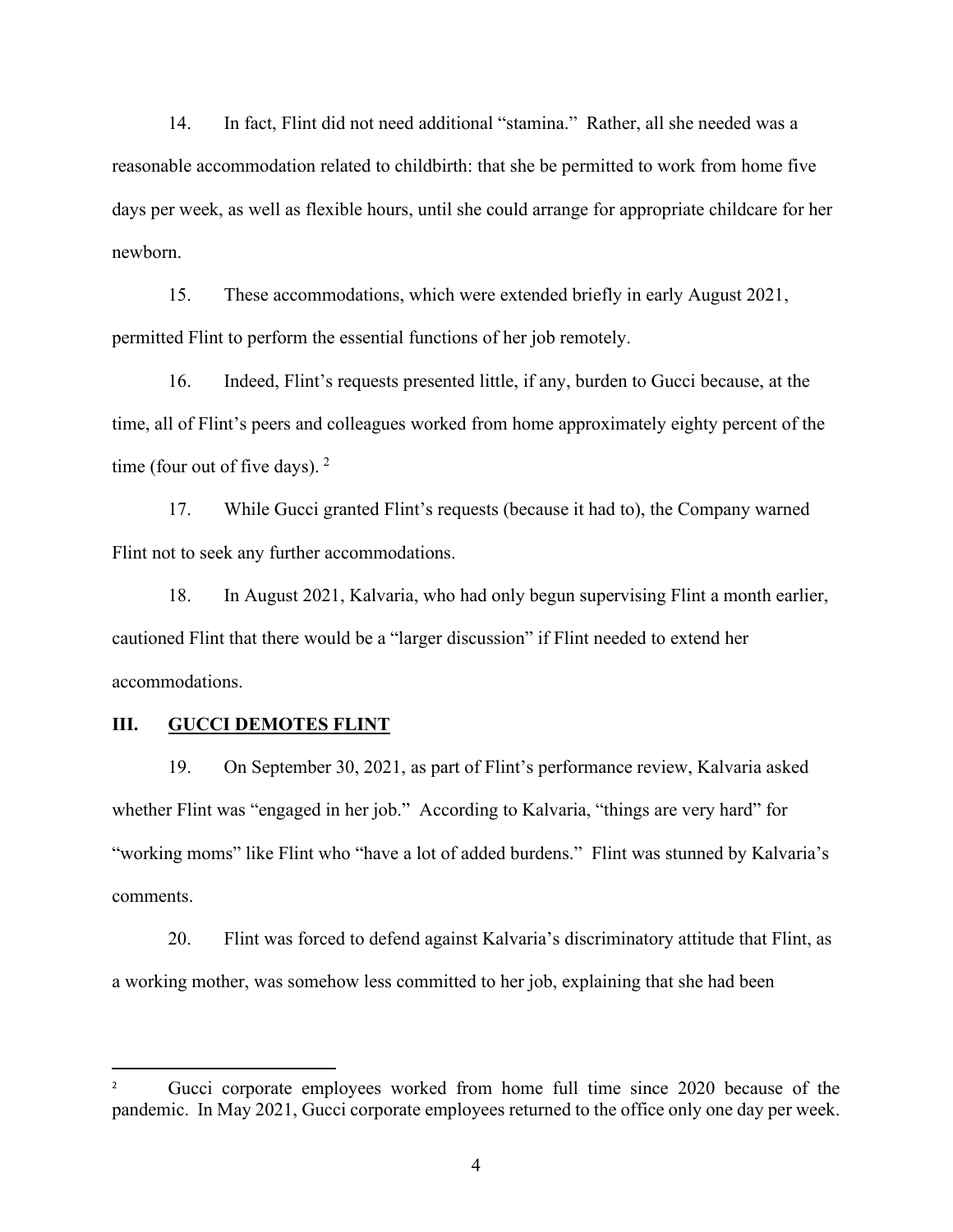14. In fact, Flint did not need additional "stamina." Rather, all she needed was a reasonable accommodation related to childbirth: that she be permitted to work from home five days per week, as well as flexible hours, until she could arrange for appropriate childcare for her newborn.

15. These accommodations, which were extended briefly in early August 2021, permitted Flint to perform the essential functions of her job remotely.

16. Indeed, Flint's requests presented little, if any, burden to Gucci because, at the time, all of Flint's peers and colleagues worked from home approximately eighty percent of the time (four out of five days). [2]

17. While Gucci granted Flint's requests (because it had to), the Company warned Flint not to seek any further accommodations.

18. In August 2021, Kalvaria, who had only begun supervising Flint a month earlier, cautioned Flint that there would be a "larger discussion" if Flint needed to extend her accommodations.

## III. <u>GUCCI DEMOTES FLINT</u>

19. On September 30, 2021, as part of Flint's performance review, Kalvaria asked whether Flint was "engaged in her job." According to Kalvaria, "things are very hard" for "working moms" like Flint who "have a lot of added burdens." Flint was stunned by Kalvaria's comments.

20. Flint was forced to defend against Kalvaria's discriminatory attitude that Flint, as a working mother, was somehow less committed to her job, explaining that she had been

---

[2] Gucci corporate employees worked from home full time since 2020 because of the pandemic. In May 2021, Gucci corporate employees returned to the office only one day per week.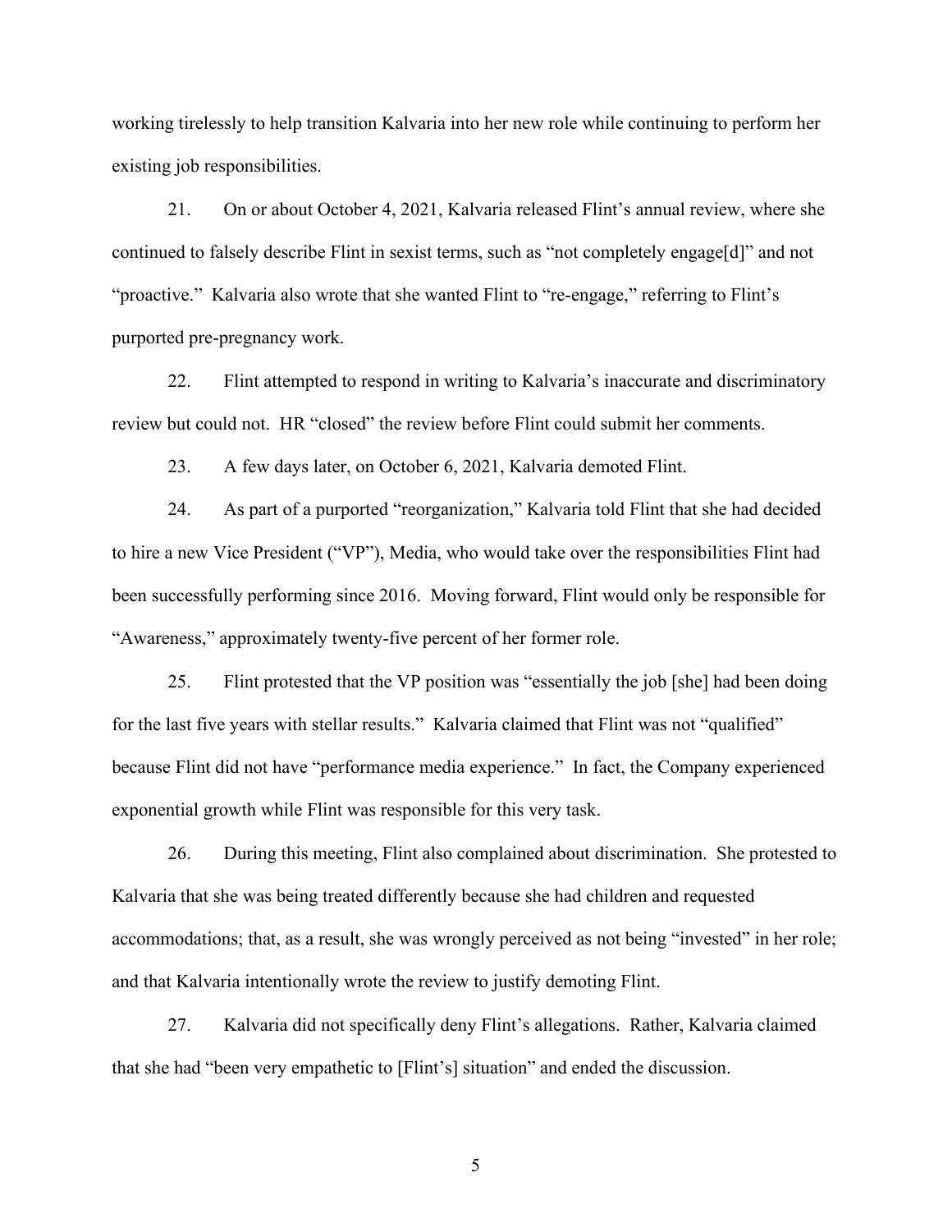working tirelessly to help transition Kalvaria into her new role while continuing to perform her existing job responsibilities.

21. On or about October 4, 2021, Kalvaria released Flint's annual review, where she continued to falsely describe Flint in sexist terms, such as "not completely engage[d]" and not "proactive." Kalvaria also wrote that she wanted Flint to "re-engage," referring to Flint's purported pre-pregnancy work.

22. Flint attempted to respond in writing to Kalvaria's inaccurate and discriminatory review but could not. HR "closed" the review before Flint could submit her comments.

23. A few days later, on October 6, 2021, Kalvaria demoted Flint.

24. As part of a purported "reorganization," Kalvaria told Flint that she had decided to hire a new Vice President ("VP"), Media, who would take over the responsibilities Flint had been successfully performing since 2016. Moving forward, Flint would only be responsible for "Awareness," approximately twenty-five percent of her former role.

25. Flint protested that the VP position was "essentially the job [she] had been doing for the last five years with stellar results." Kalvaria claimed that Flint was not "qualified" because Flint did not have "performance media experience." In fact, the Company experienced exponential growth while Flint was responsible for this very task.

26. During this meeting, Flint also complained about discrimination. She protested to Kalvaria that she was being treated differently because she had children and requested accommodations; that, as a result, she was wrongly perceived as not being "invested" in her role; and that Kalvaria intentionally wrote the review to justify demoting Flint.

27. Kalvaria did not specifically deny Flint's allegations. Rather, Kalvaria claimed that she had "been very empathetic to [Flint's] situation" and ended the discussion.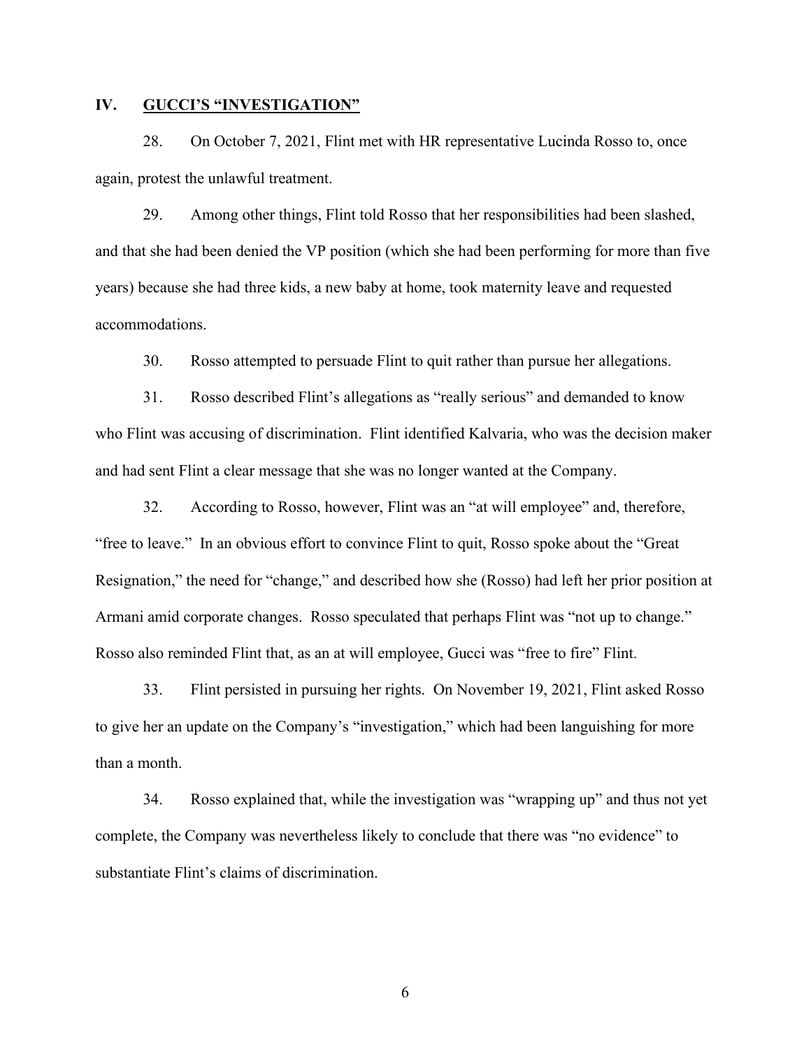## IV. GUCCI'S "INVESTIGATION"

28. On October 7, 2021, Flint met with HR representative Lucinda Rosso to, once again, protest the unlawful treatment.

29. Among other things, Flint told Rosso that her responsibilities had been slashed, and that she had been denied the VP position (which she had been performing for more than five years) because she had three kids, a new baby at home, took maternity leave and requested accommodations.

30. Rosso attempted to persuade Flint to quit rather than pursue her allegations.

31. Rosso described Flint's allegations as "really serious" and demanded to know who Flint was accusing of discrimination. Flint identified Kalvaria, who was the decision maker and had sent Flint a clear message that she was no longer wanted at the Company.

32. According to Rosso, however, Flint was an "at will employee" and, therefore, "free to leave." In an obvious effort to convince Flint to quit, Rosso spoke about the "Great Resignation," the need for "change," and described how she (Rosso) had left her prior position at Armani amid corporate changes. Rosso speculated that perhaps Flint was "not up to change." Rosso also reminded Flint that, as an at will employee, Gucci was "free to fire" Flint.

33. Flint persisted in pursuing her rights. On November 19, 2021, Flint asked Rosso to give her an update on the Company's "investigation," which had been languishing for more than a month.

34. Rosso explained that, while the investigation was "wrapping up" and thus not yet complete, the Company was nevertheless likely to conclude that there was "no evidence" to substantiate Flint's claims of discrimination.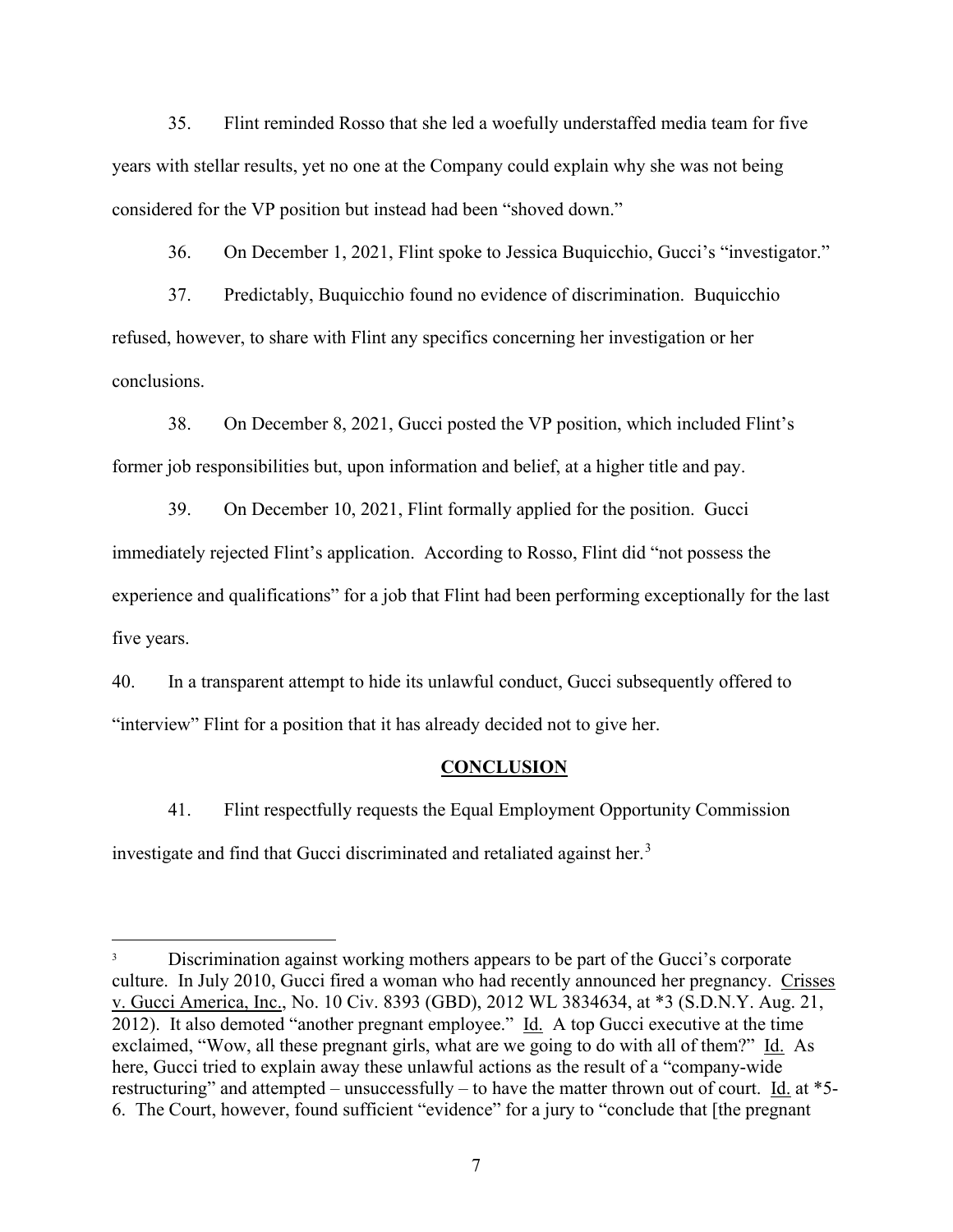35. Flint reminded Rosso that she led a woefully understaffed media team for five years with stellar results, yet no one at the Company could explain why she was not being considered for the VP position but instead had been "shoved down."

36. On December 1, 2021, Flint spoke to Jessica Buquicchio, Gucci's "investigator."

37. Predictably, Buquicchio found no evidence of discrimination. Buquicchio refused, however, to share with Flint any specifics concerning her investigation or her conclusions.

38. On December 8, 2021, Gucci posted the VP position, which included Flint's former job responsibilities but, upon information and belief, at a higher title and pay.

39. On December 10, 2021, Flint formally applied for the position. Gucci immediately rejected Flint's application. According to Rosso, Flint did "not possess the experience and qualifications" for a job that Flint had been performing exceptionally for the last five years.

40. In a transparent attempt to hide its unlawful conduct, Gucci subsequently offered to "interview" Flint for a position that it has already decided not to give her.

## CONCLUSION

41. Flint respectfully requests the Equal Employment Opportunity Commission investigate and find that Gucci discriminated and retaliated against her.[3]

---

[3] Discrimination against working mothers appears to be part of the Gucci's corporate culture. In July 2010, Gucci fired a woman who had recently announced her pregnancy. Crisses v. Gucci America, Inc., No. 10 Civ. 8393 (GBD), 2012 WL 3834634, at *3 (S.D.N.Y. Aug. 21, 2012). It also demoted "another pregnant employee." Id. A top Gucci executive at the time exclaimed, "Wow, all these pregnant girls, what are we going to do with all of them?" Id. As here, Gucci tried to explain away these unlawful actions as the result of a "company-wide restructuring" and attempted – unsuccessfully – to have the matter thrown out of court. Id. at *5-6. The Court, however, found sufficient "evidence" for a jury to "conclude that [the pregnant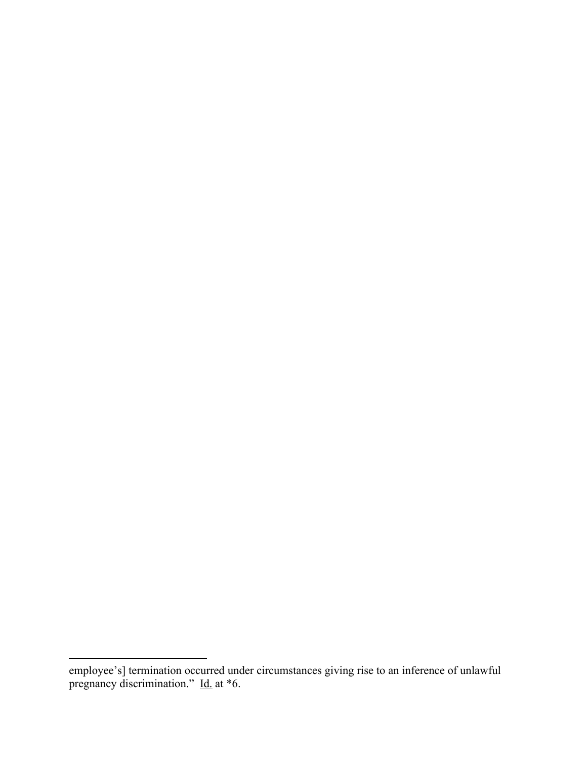employee's] termination occurred under circumstances giving rise to an inference of unlawful pregnancy discrimination." Id. at *6.